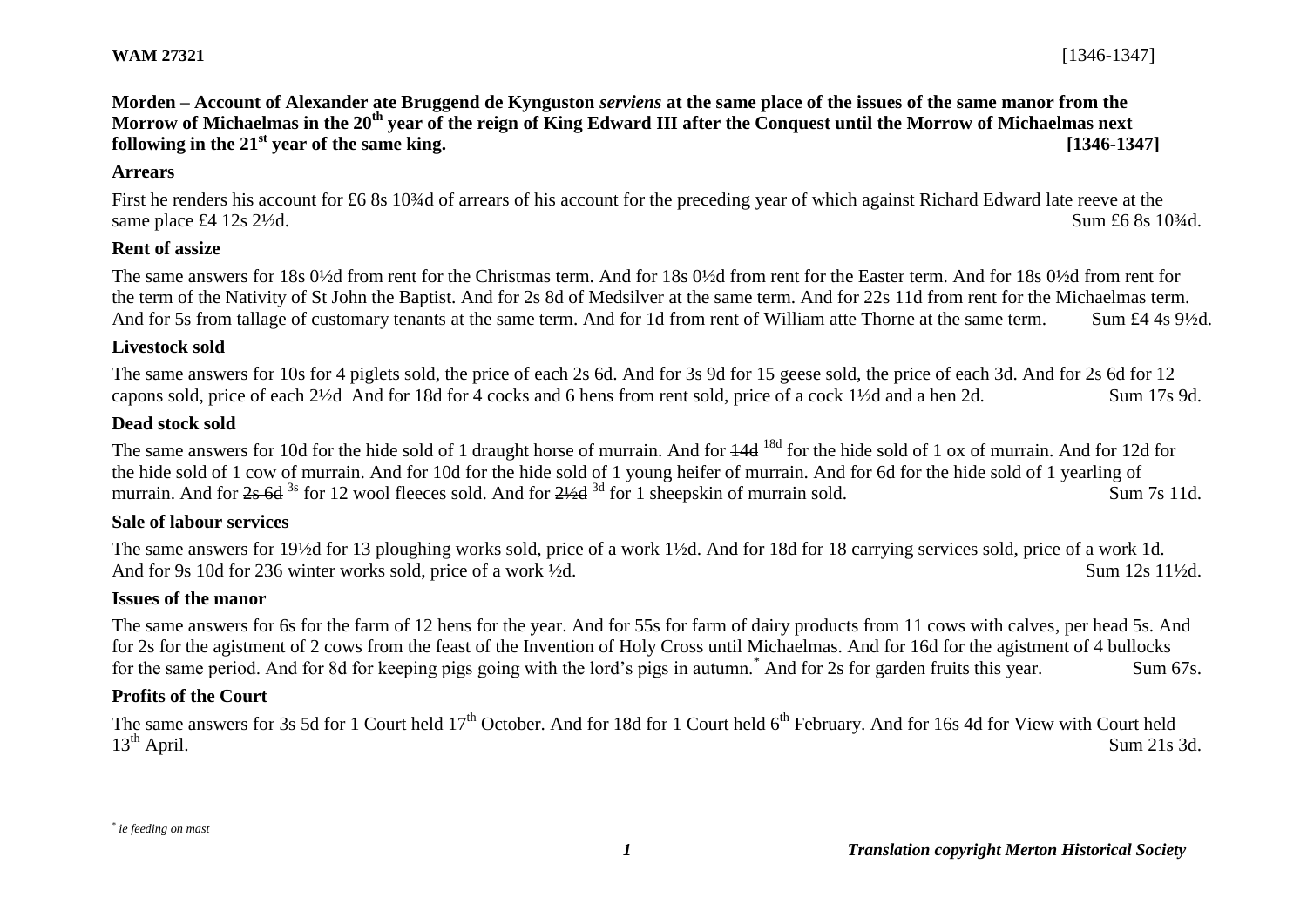**WAM 27321** [1346-1347]

**Morden – Account of Alexander ate Bruggend de Kynguston *serviens* at the same place of the issues of the same manor from the Morrow of Michaelmas in the 20th year of the reign of King Edward III after the Conquest until the Morrow of Michaelmas next following in the 21st year of the same king. [1346-1347]**

**Arrears**

First he renders his account for £6 8s 10¾d of arrears of his account for the preceding year of which against Richard Edward late reeve at the same place £4 12s 2½d. Sum £6 8s 10¾d.

**Rent of assize**

The same answers for 18s 0½d from rent for the Christmas term. And for 18s 0½d from rent for the Easter term. And for 18s 0½d from rent for the term of the Nativity of St John the Baptist. And for 2s 8d of Medsilver at the same term. And for 22s 11d from rent for the Michaelmas term. And for 5s from tallage of customary tenants at the same term. And for 1d from rent of William atte Thorne at the same term. Sum £4 4s 9½d.

**Livestock sold**

The same answers for 10s for 4 piglets sold, the price of each 2s 6d. And for 3s 9d for 15 geese sold, the price of each 3d. And for 2s 6d for 12 capons sold, price of each 2½d And for 18d for 4 cocks and 6 hens from rent sold, price of a cock 1½d and a hen 2d. Sum 17s 9d.

**Dead stock sold**

The same answers for 10d for the hide sold of 1 draught horse of murrain. And for ~~14d~~ 18d for the hide sold of 1 ox of murrain. And for 12d for the hide sold of 1 cow of murrain. And for 10d for the hide sold of 1 young heifer of murrain. And for 6d for the hide sold of 1 yearling of murrain. And for ~~2s 6d~~ 3s for 12 wool fleeces sold. And for ~~2½d~~ 3d for 1 sheepskin of murrain sold. Sum 7s 11d.

**Sale of labour services**

The same answers for 19½d for 13 ploughing works sold, price of a work 1½d. And for 18d for 18 carrying services sold, price of a work 1d. And for 9s 10d for 236 winter works sold, price of a work ½d. Sum 12s 11½d.

**Issues of the manor**

The same answers for 6s for the farm of 12 hens for the year. And for 55s for farm of dairy products from 11 cows with calves, per head 5s. And for 2s for the agistment of 2 cows from the feast of the Invention of Holy Cross until Michaelmas. And for 16d for the agistment of 4 bullocks for the same period. And for 8d for keeping pigs going with the lord's pigs in autumn.* And for 2s for garden fruits this year. Sum 67s.

**Profits of the Court**

The same answers for 3s 5d for 1 Court held 17th October. And for 18d for 1 Court held 6th February. And for 16s 4d for View with Court held 13th April. Sum 21s 3d.

---

\* *ie feeding on mast*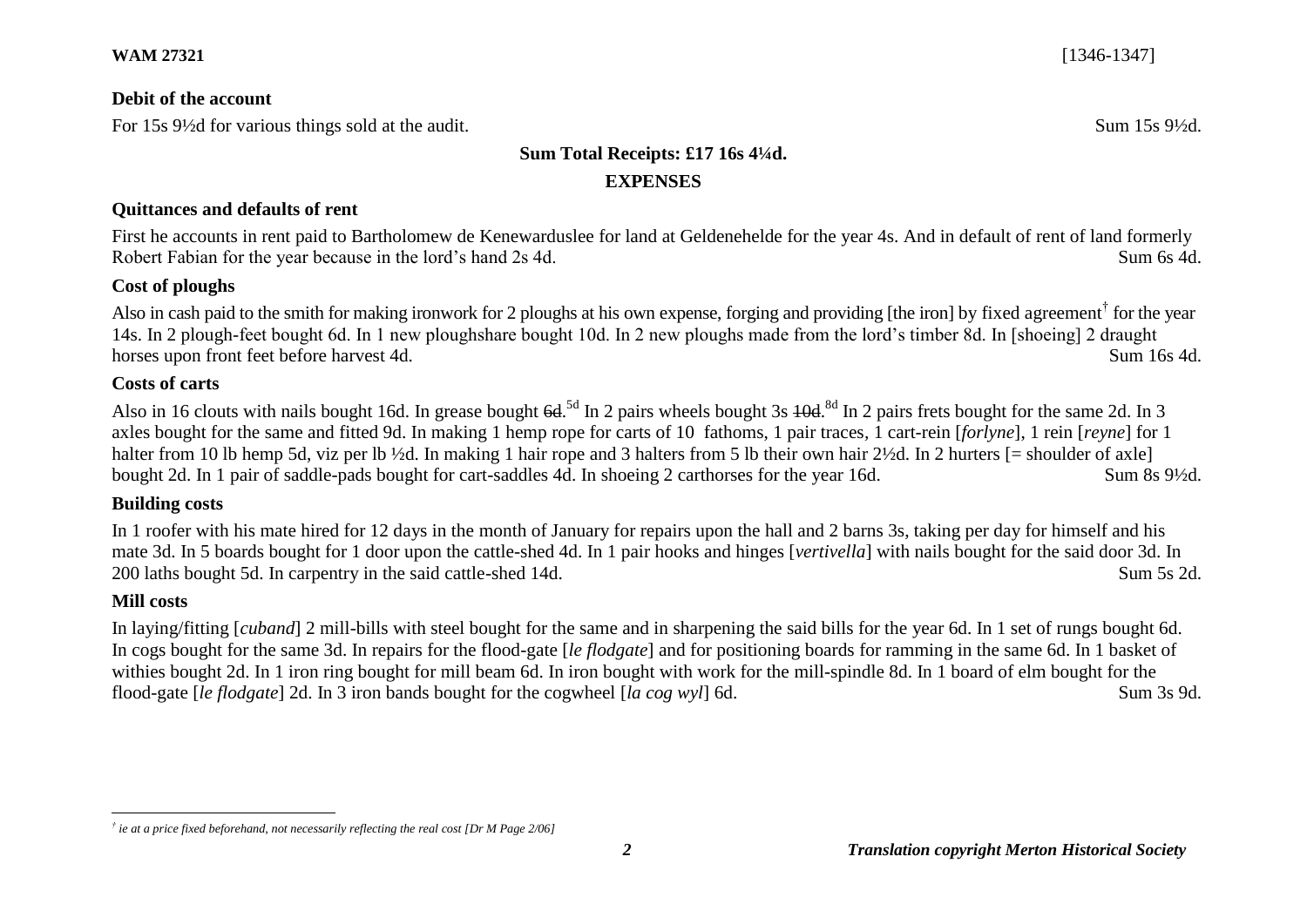**WAM 27321** [1346-1347]

**Debit of the account**

For 15s 9½d for various things sold at the audit. Sum 15s 9½d.

**Sum Total Receipts: £17 16s 4¼d.**

**EXPENSES**

**Quittances and defaults of rent**

First he accounts in rent paid to Bartholomew de Kenewarduslee for land at Geldenehelde for the year 4s. And in default of rent of land formerly Robert Fabian for the year because in the lord's hand 2s 4d. Sum 6s 4d.

**Cost of ploughs**

Also in cash paid to the smith for making ironwork for 2 ploughs at his own expense, forging and providing [the iron] by fixed agreement[†] for the year 14s. In 2 plough-feet bought 6d. In 1 new ploughshare bought 10d. In 2 new ploughs made from the lord's timber 8d. In [shoeing] 2 draught horses upon front feet before harvest 4d. Sum 16s 4d.

**Costs of carts**

Also in 16 clouts with nails bought 16d. In grease bought ~~6d~~.[5d] In 2 pairs wheels bought 3s ~~10d~~.[8d] In 2 pairs frets bought for the same 2d. In 3 axles bought for the same and fitted 9d. In making 1 hemp rope for carts of 10 fathoms, 1 pair traces, 1 cart-rein [*forlyne*], 1 rein [*reyne*] for 1 halter from 10 lb hemp 5d, viz per lb ½d. In making 1 hair rope and 3 halters from 5 lb their own hair 2½d. In 2 hurters [= shoulder of axle] bought 2d. In 1 pair of saddle-pads bought for cart-saddles 4d. In shoeing 2 carthorses for the year 16d. Sum 8s 9½d.

**Building costs**

In 1 roofer with his mate hired for 12 days in the month of January for repairs upon the hall and 2 barns 3s, taking per day for himself and his mate 3d. In 5 boards bought for 1 door upon the cattle-shed 4d. In 1 pair hooks and hinges [*vertivella*] with nails bought for the said door 3d. In 200 laths bought 5d. In carpentry in the said cattle-shed 14d. Sum 5s 2d.

**Mill costs**

In laying/fitting [*cuband*] 2 mill-bills with steel bought for the same and in sharpening the said bills for the year 6d. In 1 set of rungs bought 6d. In cogs bought for the same 3d. In repairs for the flood-gate [*le flodgate*] and for positioning boards for ramming in the same 6d. In 1 basket of withies bought 2d. In 1 iron ring bought for mill beam 6d. In iron bought with work for the mill-spindle 8d. In 1 board of elm bought for the flood-gate [*le flodgate*] 2d. In 3 iron bands bought for the cogwheel [*la cog wyl*] 6d. Sum 3s 9d.

---

[†] *ie at a price fixed beforehand, not necessarily reflecting the real cost [Dr M Page 2/06]*

***Translation copyright Merton Historical Society***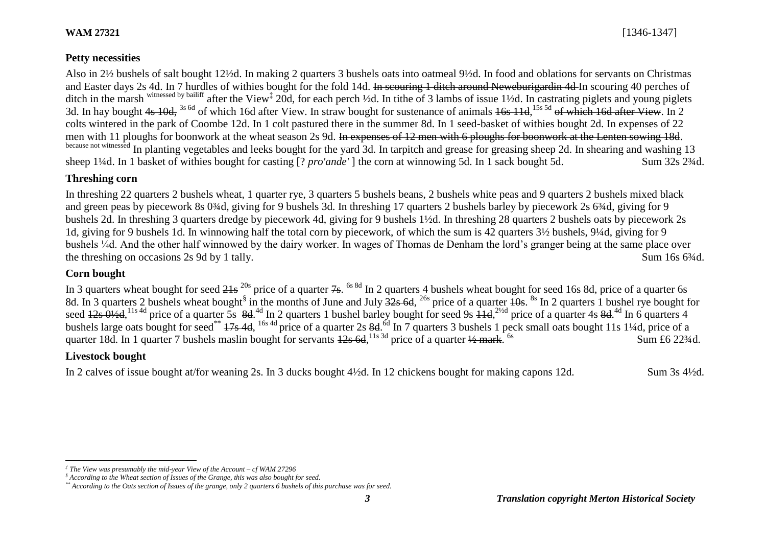**WAM 27321** [1346-1347]

## Petty necessities

Also in 2½ bushels of salt bought 12½d. In making 2 quarters 3 bushels oats into oatmeal 9½d. In food and oblations for servants on Christmas and Easter days 2s 4d. In 7 hurdles of withies bought for the fold 14d. ~~In scouring 1 ditch around Neweburigardin 4d~~ In scouring 40 perches of ditch in the marsh [witnessed by bailiff] after the View[‡] 20d, for each perch ½d. In tithe of 3 lambs of issue 1½d. In castrating piglets and young piglets 3d. In hay bought ~~4s 10d,~~ [3s 6d] of which 16d after View. In straw bought for sustenance of animals ~~16s 11d,~~ [15s 5d] ~~of which 16d after View~~. In 2 colts wintered in the park of Coombe 12d. In 1 colt pastured there in the summer 8d. In 1 seed-basket of withies bought 2d. In expenses of 22 men with 11 ploughs for boonwork at the wheat season 2s 9d. ~~In expenses of 12 men with 6 ploughs for boonwork at the Lenten sowing 18d.~~ [because not witnessed] In planting vegetables and leeks bought for the yard 3d. In tarpitch and grease for greasing sheep 2d. In shearing and washing 13 sheep 1¼d. In 1 basket of withies bought for casting [? *pro'ande'* ] the corn at winnowing 5d. In 1 sack bought 5d. Sum 32s 2¾d.

## Threshing corn

In threshing 22 quarters 2 bushels wheat, 1 quarter rye, 3 quarters 5 bushels beans, 2 bushels white peas and 9 quarters 2 bushels mixed black and green peas by piecework 8s 0¾d, giving for 9 bushels 3d. In threshing 17 quarters 2 bushels barley by piecework 2s 6¾d, giving for 9 bushels 2d. In threshing 3 quarters dredge by piecework 4d, giving for 9 bushels 1½d. In threshing 28 quarters 2 bushels oats by piecework 2s 1d, giving for 9 bushels 1d. In winnowing half the total corn by piecework, of which the sum is 42 quarters 3½ bushels, 9¼d, giving for 9 bushels ¼d. And the other half winnowed by the dairy worker. In wages of Thomas de Denham the lord's granger being at the same place over the threshing on occasions 2s 9d by 1 tally. Sum 16s 6¾d.

## Corn bought

In 3 quarters wheat bought for seed ~~21s~~ [20s] price of a quarter ~~7s~~. [6s 8d] In 2 quarters 4 bushels wheat bought for seed 16s 8d, price of a quarter 6s 8d. In 3 quarters 2 bushels wheat bought[§] in the months of June and July ~~32s 6d~~, [26s] price of a quarter ~~10s~~. [8s] In 2 quarters 1 bushel rye bought for seed ~~12s 0½d~~, [11s 4d] price of a quarter 5s ~~8d~~. [4d] In 2 quarters 1 bushel barley bought for seed 9s ~~11d~~, [2½d] price of a quarter 4s ~~8d~~. [4d] In 6 quarters 4 bushels large oats bought for seed[**] ~~17s 4d~~, [16s 4d] price of a quarter 2s ~~8d~~. [6d] In 7 quarters 3 bushels 1 peck small oats bought 11s 1¼d, price of a quarter 18d. In 1 quarter 7 bushels maslin bought for servants ~~12s 6d~~, [11s 3d] price of a quarter ~~½ mark~~. [6s] Sum £6 22¾d.

## Livestock bought

In 2 calves of issue bought at/for weaning 2s. In 3 ducks bought 4½d. In 12 chickens bought for making capons 12d. Sum 3s 4½d.

---

‡ *The View was presumably the mid-year View of the Account – cf WAM 27296*

§ *According to the Wheat section of Issues of the Grange, this was also bought for seed.*

** *According to the Oats section of Issues of the grange, only 2 quarters 6 bushels of this purchase was for seed.*

***Translation copyright Merton Historical Society***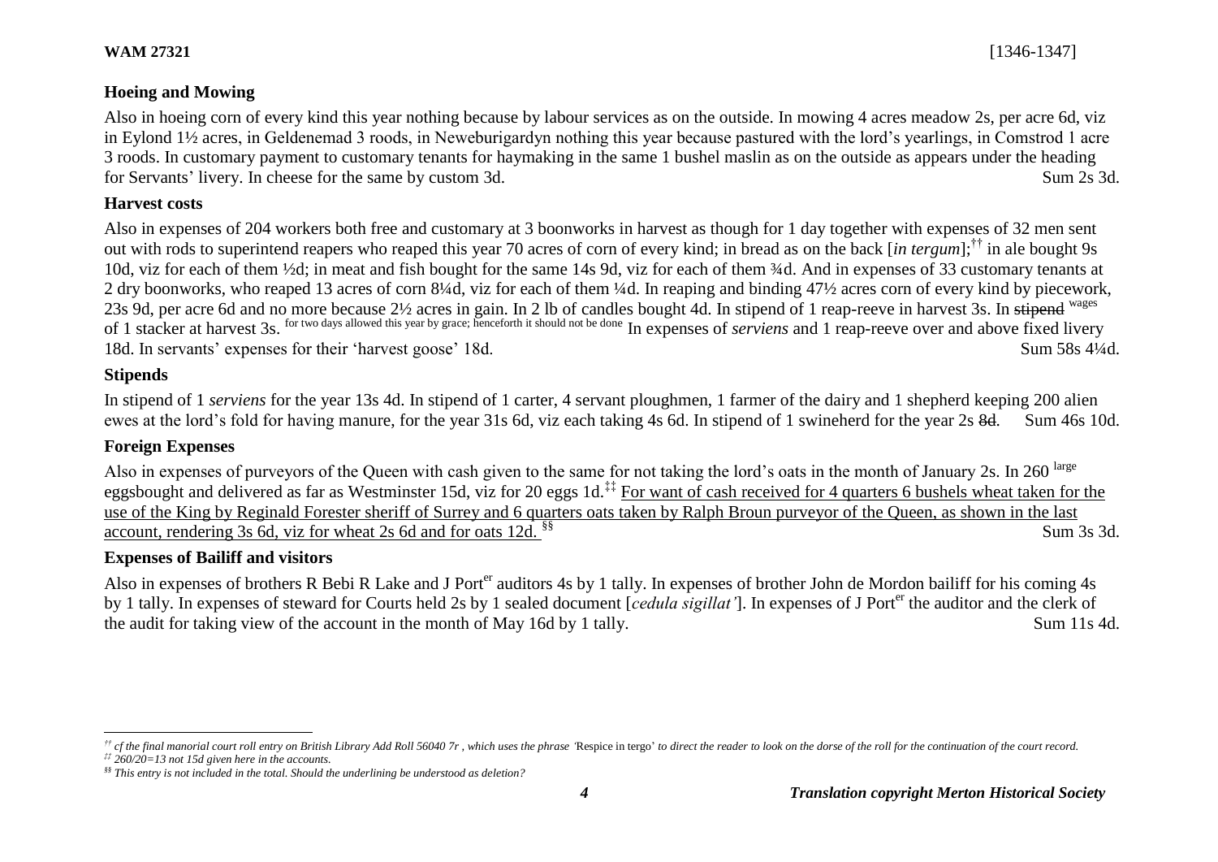## Hoeing and Mowing

Also in hoeing corn of every kind this year nothing because by labour services as on the outside. In mowing 4 acres meadow 2s, per acre 6d, viz in Eylond 1½ acres, in Geldenemad 3 roods, in Neweburigardyn nothing this year because pastured with the lord's yearlings, in Comstrod 1 acre 3 roods. In customary payment to customary tenants for haymaking in the same 1 bushel maslin as on the outside as appears under the heading for Servants' livery. In cheese for the same by custom 3d. Sum 2s 3d.

## Harvest costs

Also in expenses of 204 workers both free and customary at 3 boonworks in harvest as though for 1 day together with expenses of 32 men sent out with rods to superintend reapers who reaped this year 70 acres of corn of every kind; in bread as on the back [*in tergum*];[††] in ale bought 9s 10d, viz for each of them ½d; in meat and fish bought for the same 14s 9d, viz for each of them ¾d. And in expenses of 33 customary tenants at 2 dry boonworks, who reaped 13 acres of corn 8¼d, viz for each of them ¼d. In reaping and binding 47½ acres corn of every kind by piecework, 23s 9d, per acre 6d and no more because 2½ acres in gain. In 2 lb of candles bought 4d. In stipend of 1 reap-reeve in harvest 3s. In ~~stipend~~ wages of 1 stacker at harvest 3s. for two days allowed this year by grace; henceforth it should not be done In expenses of *serviens* and 1 reap-reeve over and above fixed livery 18d. In servants' expenses for their 'harvest goose' 18d. Sum 58s 4¼d.

## Stipends

In stipend of 1 *serviens* for the year 13s 4d. In stipend of 1 carter, 4 servant ploughmen, 1 farmer of the dairy and 1 shepherd keeping 200 alien ewes at the lord's fold for having manure, for the year 31s 6d, viz each taking 4s 6d. In stipend of 1 swineherd for the year 2s ~~8d~~. Sum 46s 10d.

## Foreign Expenses

Also in expenses of purveyors of the Queen with cash given to the same for not taking the lord's oats in the month of January 2s. In 260 large eggsbought and delivered as far as Westminster 15d, viz for 20 eggs 1d.[‡‡] <u>For want of cash received for 4 quarters 6 bushels wheat taken for the use of the King by Reginald Forester sheriff of Surrey and 6 quarters oats taken by Ralph Broun purveyor of the Queen, as shown in the last account, rendering 3s 6d, viz for wheat 2s 6d and for oats 12d.</u> [§§] Sum 3s 3d.

## Expenses of Bailiff and visitors

Also in expenses of brothers R Bebi R Lake and J Porter auditors 4s by 1 tally. In expenses of brother John de Mordon bailiff for his coming 4s by 1 tally. In expenses of steward for Courts held 2s by 1 sealed document [*cedula sigillat'*]. In expenses of J Porter the auditor and the clerk of the audit for taking view of the account in the month of May 16d by 1 tally. Sum 11s 4d.

---

[††] *cf the final manorial court roll entry on British Library Add Roll 56040 7r , which uses the phrase '*Respice in tergo*' to direct the reader to look on the dorse of the roll for the continuation of the court record.*

[‡‡] *260/20=13 not 15d given here in the accounts.*

[§§] *This entry is not included in the total. Should the underlining be understood as deletion?*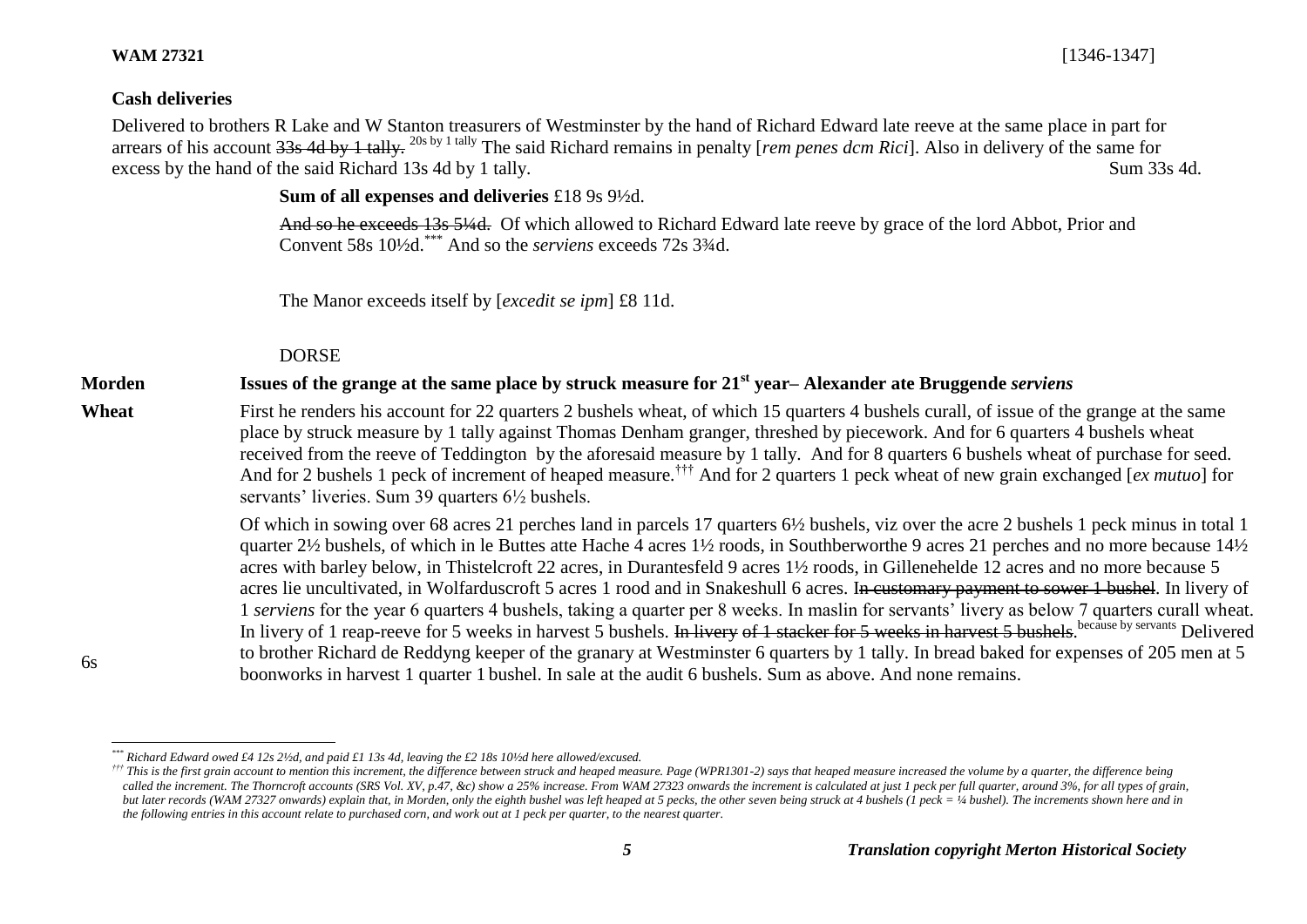**WAM 27321** [1346-1347]

**Cash deliveries**

Delivered to brothers R Lake and W Stanton treasurers of Westminster by the hand of Richard Edward late reeve at the same place in part for arrears of his account ~~33s 4d by 1 tally.~~ 20s by 1 tally The said Richard remains in penalty [*rem penes dcm Rici*]. Also in delivery of the same for excess by the hand of the said Richard 13s 4d by 1 tally. Sum 33s 4d.

**Sum of all expenses and deliveries** £18 9s 9½d.

~~And so he exceeds 13s 5¼d.~~ Of which allowed to Richard Edward late reeve by grace of the lord Abbot, Prior and Convent 58s 10½d.[***] And so the *serviens* exceeds 72s 3¾d.

The Manor exceeds itself by [*excedit se ipm*] £8 11d.

DORSE

**Morden** **Issues of the grange at the same place by struck measure for 21st year– Alexander ate Bruggende *serviens***

**Wheat** First he renders his account for 22 quarters 2 bushels wheat, of which 15 quarters 4 bushels curall, of issue of the grange at the same place by struck measure by 1 tally against Thomas Denham granger, threshed by piecework. And for 6 quarters 4 bushels wheat received from the reeve of Teddington by the aforesaid measure by 1 tally. And for 8 quarters 6 bushels wheat of purchase for seed. And for 2 bushels 1 peck of increment of heaped measure.[†††] And for 2 quarters 1 peck wheat of new grain exchanged [*ex mutuo*] for servants' liveries. Sum 39 quarters 6½ bushels.

Of which in sowing over 68 acres 21 perches land in parcels 17 quarters 6½ bushels, viz over the acre 2 bushels 1 peck minus in total 1 quarter 2½ bushels, of which in le Buttes atte Hache 4 acres 1½ roods, in Southberworthe 9 acres 21 perches and no more because 14½ acres with barley below, in Thistelcroft 22 acres, in Durantesfeld 9 acres 1½ roods, in Gillenehelde 12 acres and no more because 5 acres lie uncultivated, in Wolfarduscroft 5 acres 1 rood and in Snakeshull 6 acres. ~~In customary payment to sower 1 bushel~~. In livery of 1 *serviens* for the year 6 quarters 4 bushels, taking a quarter per 8 weeks. In maslin for servants' livery as below 7 quarters curall wheat. In livery of 1 reap-reeve for 5 weeks in harvest 5 bushels. ~~In livery of 1 stacker for 5 weeks in harvest 5 bushels.~~ because by servants Delivered to brother Richard de Reddyng keeper of the granary at Westminster 6 quarters by 1 tally. In bread baked for expenses of 205 men at 5 boonworks in harvest 1 quarter 1 bushel. In sale at the audit 6 bushels. Sum as above. And none remains.

6s

---

[***] *Richard Edward owed £4 12s 2½d, and paid £1 13s 4d, leaving the £2 18s 10½d here allowed/excused.*

[†††] *This is the first grain account to mention this increment, the difference between struck and heaped measure. Page (WPR1301-2) says that heaped measure increased the volume by a quarter, the difference being called the increment. The Thorncroft accounts (SRS Vol. XV, p.47, &c) show a 25% increase. From WAM 27323 onwards the increment is calculated at just 1 peck per full quarter, around 3%, for all types of grain, but later records (WAM 27327 onwards) explain that, in Morden, only the eighth bushel was left heaped at 5 pecks, the other seven being struck at 4 bushels (1 peck = ¼ bushel). The increments shown here and in the following entries in this account relate to purchased corn, and work out at 1 peck per quarter, to the nearest quarter.*

***Translation copyright Merton Historical Society***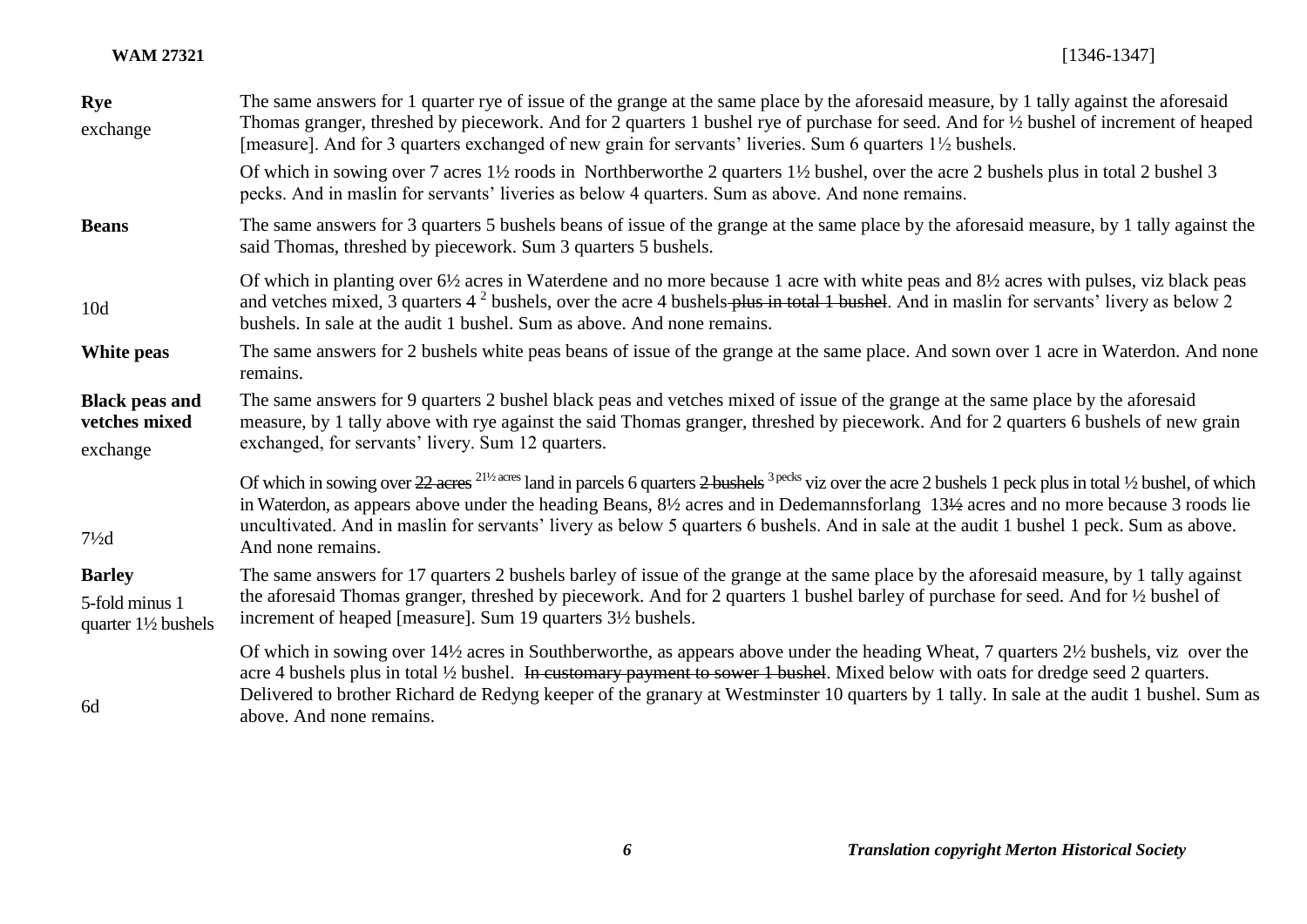**WAM 27321** [1346-1347]

| | |
|---|---|
| **Rye**<br>exchange | The same answers for 1 quarter rye of issue of the grange at the same place by the aforesaid measure, by 1 tally against the aforesaid Thomas granger, threshed by piecework. And for 2 quarters 1 bushel rye of purchase for seed. And for ½ bushel of increment of heaped [measure]. And for 3 quarters exchanged of new grain for servants' liveries. Sum 6 quarters 1½ bushels. |
| | Of which in sowing over 7 acres 1½ roods in Northberworthe 2 quarters 1½ bushel, over the acre 2 bushels plus in total 2 bushel 3 pecks. And in maslin for servants' liveries as below 4 quarters. Sum as above. And none remains. |
| **Beans** | The same answers for 3 quarters 5 bushels beans of issue of the grange at the same place by the aforesaid measure, by 1 tally against the said Thomas, threshed by piecework. Sum 3 quarters 5 bushels. |
| 10d | Of which in planting over 6½ acres in Waterdene and no more because 1 acre with white peas and 8½ acres with pulses, viz black peas and vetches mixed, 3 quarters 4 [2] bushels, over the acre 4 bushels ~~plus in total 1 bushel~~. And in maslin for servants' livery as below 2 bushels. In sale at the audit 1 bushel. Sum as above. And none remains. |
| **White peas** | The same answers for 2 bushels white peas beans of issue of the grange at the same place. And sown over 1 acre in Waterdon. And none remains. |
| **Black peas and vetches mixed**<br>exchange | The same answers for 9 quarters 2 bushel black peas and vetches mixed of issue of the grange at the same place by the aforesaid measure, by 1 tally above with rye against the said Thomas granger, threshed by piecework. And for 2 quarters 6 bushels of new grain exchanged, for servants' livery. Sum 12 quarters. |
| 7½d | Of which in sowing over ~~22 acres~~ [21½ acres] land in parcels 6 quarters ~~2 bushels~~ [3 pecks] viz over the acre 2 bushels 1 peck plus in total ½ bushel, of which in Waterdon, as appears above under the heading Beans, 8½ acres and in Dedemannsforlang 13~~½~~ acres and no more because 3 roods lie uncultivated. And in maslin for servants' livery as below 5 quarters 6 bushels. And in sale at the audit 1 bushel 1 peck. Sum as above. And none remains. |
| **Barley**<br>5-fold minus 1 quarter 1½ bushels | The same answers for 17 quarters 2 bushels barley of issue of the grange at the same place by the aforesaid measure, by 1 tally against the aforesaid Thomas granger, threshed by piecework. And for 2 quarters 1 bushel barley of purchase for seed. And for ½ bushel of increment of heaped [measure]. Sum 19 quarters 3½ bushels. |
| 6d | Of which in sowing over 14½ acres in Southberworthe, as appears above under the heading Wheat, 7 quarters 2½ bushels, viz over the acre 4 bushels plus in total ½ bushel. ~~In customary payment to sower 1 bushel~~. Mixed below with oats for dredge seed 2 quarters. Delivered to brother Richard de Redyng keeper of the granary at Westminster 10 quarters by 1 tally. In sale at the audit 1 bushel. Sum as above. And none remains. |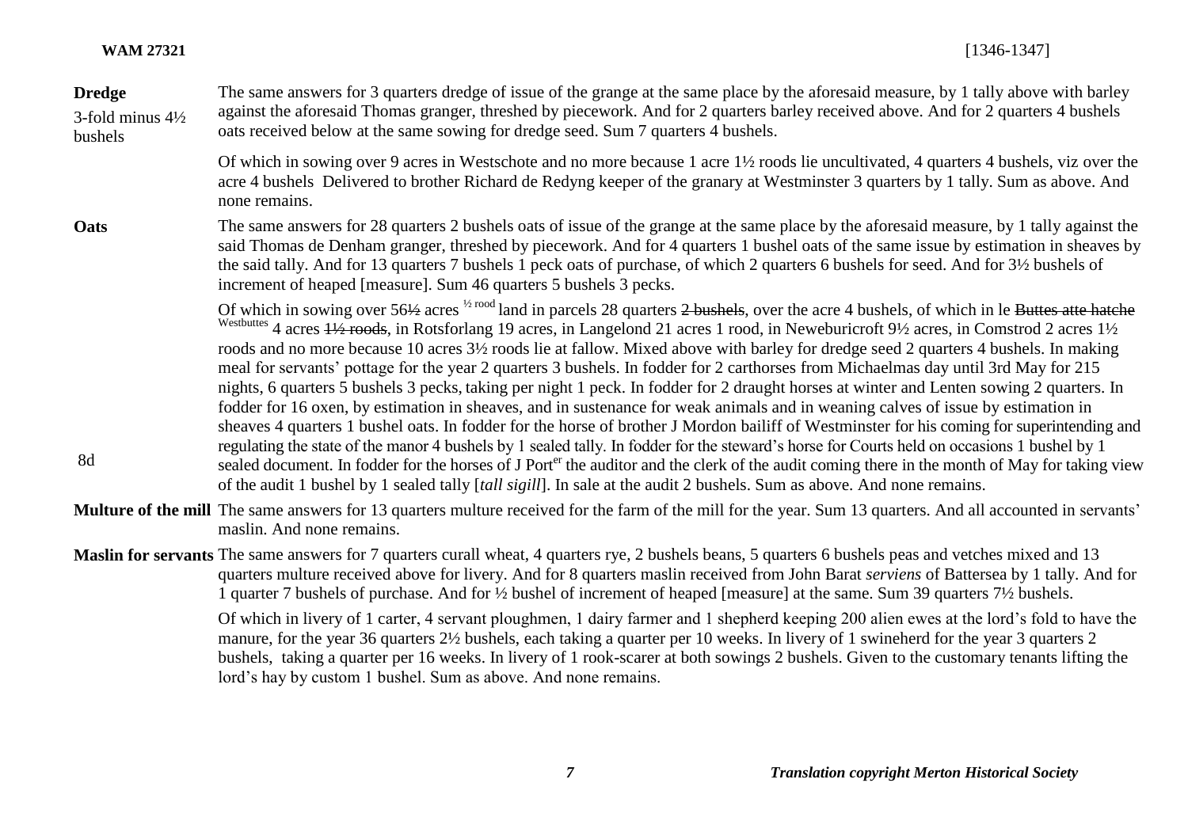**Dredge**

3-fold minus 4½ bushels

The same answers for 3 quarters dredge of issue of the grange at the same place by the aforesaid measure, by 1 tally above with barley against the aforesaid Thomas granger, threshed by piecework. And for 2 quarters barley received above. And for 2 quarters 4 bushels oats received below at the same sowing for dredge seed. Sum 7 quarters 4 bushels.

Of which in sowing over 9 acres in Westschote and no more because 1 acre 1½ roods lie uncultivated, 4 quarters 4 bushels, viz over the acre 4 bushels Delivered to brother Richard de Redyng keeper of the granary at Westminster 3 quarters by 1 tally. Sum as above. And none remains.

**Oats**

The same answers for 28 quarters 2 bushels oats of issue of the grange at the same place by the aforesaid measure, by 1 tally against the said Thomas de Denham granger, threshed by piecework. And for 4 quarters 1 bushel oats of the same issue by estimation in sheaves by the said tally. And for 13 quarters 7 bushels 1 peck oats of purchase, of which 2 quarters 6 bushels for seed. And for 3½ bushels of increment of heaped [measure]. Sum 46 quarters 5 bushels 3 pecks.

Of which in sowing over 56~~½~~ acres ½ rood land in parcels 28 quarters ~~2 bushels~~, over the acre 4 bushels, of which in le ~~Buttes atte hatche~~ Westbuttes 4 acres ~~1½ roods~~, in Rotsforlang 19 acres, in Langelond 21 acres 1 rood, in Neweburicroft 9½ acres, in Comstrod 2 acres 1½ roods and no more because 10 acres 3½ roods lie at fallow. Mixed above with barley for dredge seed 2 quarters 4 bushels. In making meal for servants' pottage for the year 2 quarters 3 bushels. In fodder for 2 carthorses from Michaelmas day until 3rd May for 215 nights, 6 quarters 5 bushels 3 pecks, taking per night 1 peck. In fodder for 2 draught horses at winter and Lenten sowing 2 quarters. In fodder for 16 oxen, by estimation in sheaves, and in sustenance for weak animals and in weaning calves of issue by estimation in sheaves 4 quarters 1 bushel oats. In fodder for the horse of brother J Mordon bailiff of Westminster for his coming for superintending and regulating the state of the manor 4 bushels by 1 sealed tally. In fodder for the steward's horse for Courts held on occasions 1 bushel by 1 sealed document. In fodder for the horses of J Porter the auditor and the clerk of the audit coming there in the month of May for taking view of the audit 1 bushel by 1 sealed tally [*tall sigill*]. In sale at the audit 2 bushels. Sum as above. And none remains.

8d

**Multure of the mill** The same answers for 13 quarters multure received for the farm of the mill for the year. Sum 13 quarters. And all accounted in servants' maslin. And none remains.

**Maslin for servants** The same answers for 7 quarters curall wheat, 4 quarters rye, 2 bushels beans, 5 quarters 6 bushels peas and vetches mixed and 13 quarters multure received above for livery. And for 8 quarters maslin received from John Barat *serviens* of Battersea by 1 tally. And for 1 quarter 7 bushels of purchase. And for ½ bushel of increment of heaped [measure] at the same. Sum 39 quarters 7½ bushels.

Of which in livery of 1 carter, 4 servant ploughmen, 1 dairy farmer and 1 shepherd keeping 200 alien ewes at the lord's fold to have the manure, for the year 36 quarters 2½ bushels, each taking a quarter per 10 weeks. In livery of 1 swineherd for the year 3 quarters 2 bushels, taking a quarter per 16 weeks. In livery of 1 rook-scarer at both sowings 2 bushels. Given to the customary tenants lifting the lord's hay by custom 1 bushel. Sum as above. And none remains.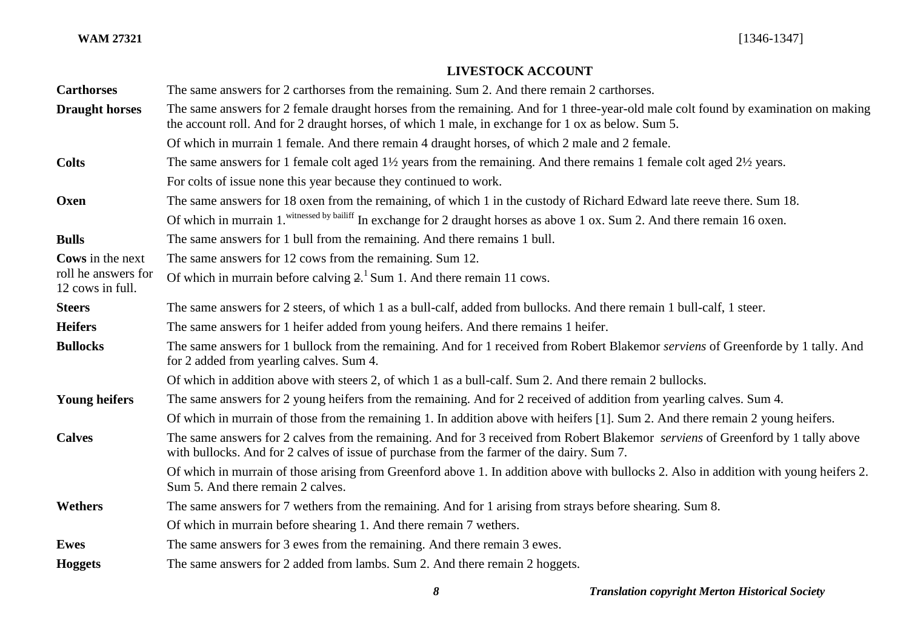**WAM 27321** [1346-1347]

## LIVESTOCK ACCOUNT

| | |
|---|---|
| **Carthorses** | The same answers for 2 carthorses from the remaining. Sum 2. And there remain 2 carthorses. |
| **Draught horses** | The same answers for 2 female draught horses from the remaining. And for 1 three-year-old male colt found by examination on making the account roll. And for 2 draught horses, of which 1 male, in exchange for 1 ox as below. Sum 5. |
| | Of which in murrain 1 female. And there remain 4 draught horses, of which 2 male and 2 female. |
| **Colts** | The same answers for 1 female colt aged 1½ years from the remaining. And there remains 1 female colt aged 2½ years. |
| | For colts of issue none this year because they continued to work. |
| **Oxen** | The same answers for 18 oxen from the remaining, of which 1 in the custody of Richard Edward late reeve there. Sum 18. |
| | Of which in murrain 1.[witnessed by bailiff] In exchange for 2 draught horses as above 1 ox. Sum 2. And there remain 16 oxen. |
| **Bulls** | The same answers for 1 bull from the remaining. And there remains 1 bull. |
| **Cows** in the next roll he answers for 12 cows in full. | The same answers for 12 cows from the remaining. Sum 12. |
| | Of which in murrain before calving ~~2~~.[1] Sum 1. And there remain 11 cows. |
| **Steers** | The same answers for 2 steers, of which 1 as a bull-calf, added from bullocks. And there remain 1 bull-calf, 1 steer. |
| **Heifers** | The same answers for 1 heifer added from young heifers. And there remains 1 heifer. |
| **Bullocks** | The same answers for 1 bullock from the remaining. And for 1 received from Robert Blakemor *serviens* of Greenforde by 1 tally. And for 2 added from yearling calves. Sum 4. |
| | Of which in addition above with steers 2, of which 1 as a bull-calf. Sum 2. And there remain 2 bullocks. |
| **Young heifers** | The same answers for 2 young heifers from the remaining. And for 2 received of addition from yearling calves. Sum 4. |
| | Of which in murrain of those from the remaining 1. In addition above with heifers [1]. Sum 2. And there remain 2 young heifers. |
| **Calves** | The same answers for 2 calves from the remaining. And for 3 received from Robert Blakemor *serviens* of Greenford by 1 tally above with bullocks. And for 2 calves of issue of purchase from the farmer of the dairy. Sum 7. |
| | Of which in murrain of those arising from Greenford above 1. In addition above with bullocks 2. Also in addition with young heifers 2. Sum 5. And there remain 2 calves. |
| **Wethers** | The same answers for 7 wethers from the remaining. And for 1 arising from strays before shearing. Sum 8. |
| | Of which in murrain before shearing 1. And there remain 7 wethers. |
| **Ewes** | The same answers for 3 ewes from the remaining. And there remain 3 ewes. |
| **Hoggets** | The same answers for 2 added from lambs. Sum 2. And there remain 2 hoggets. |

***Translation copyright Merton Historical Society***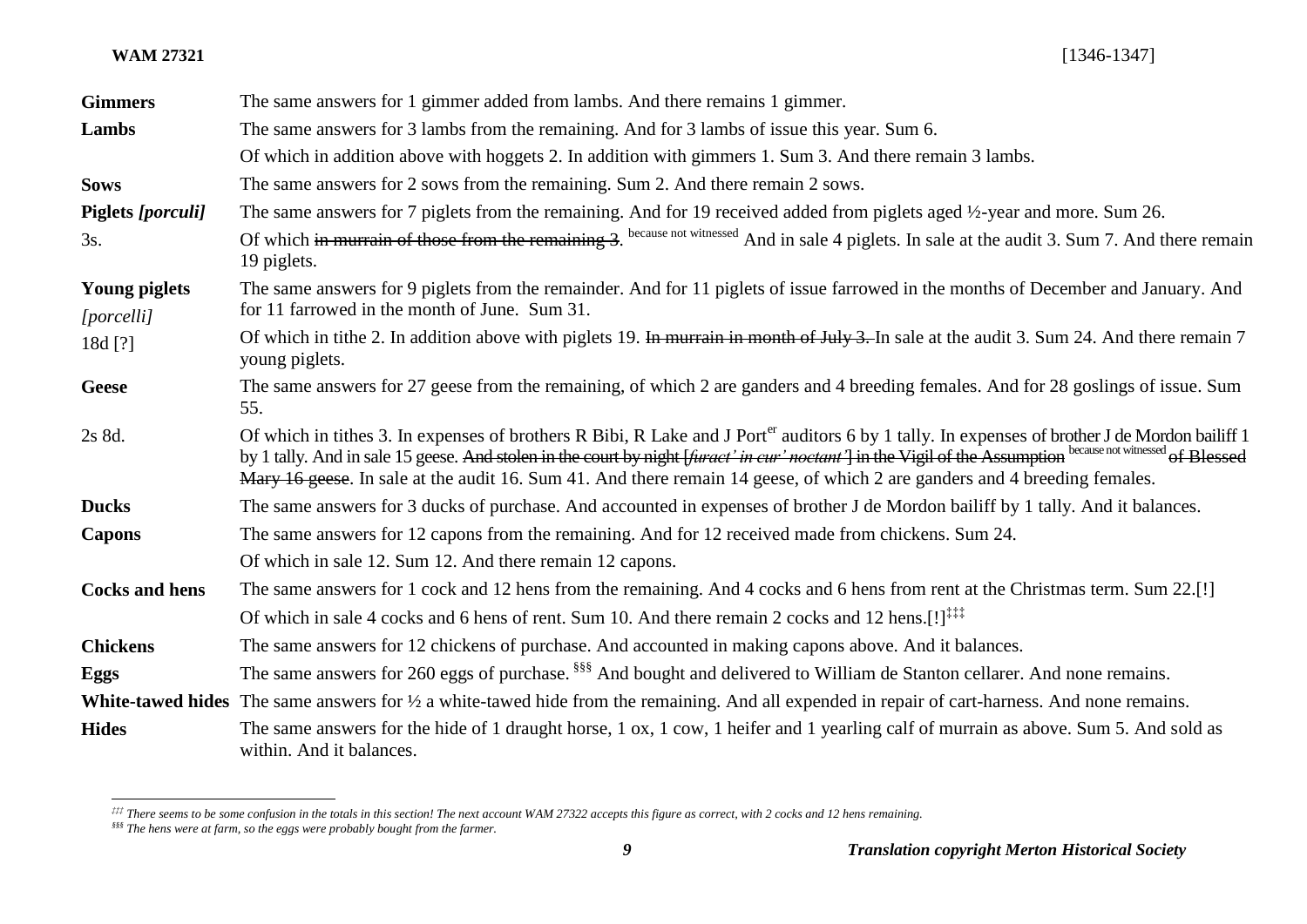| | |
|---|---|
| **Gimmers** | The same answers for 1 gimmer added from lambs. And there remains 1 gimmer. |
| **Lambs** | The same answers for 3 lambs from the remaining. And for 3 lambs of issue this year. Sum 6. |
| | Of which in addition above with hoggets 2. In addition with gimmers 1. Sum 3. And there remain 3 lambs. |
| **Sows** | The same answers for 2 sows from the remaining. Sum 2. And there remain 2 sows. |
| **Piglets *[porculi]*** | The same answers for 7 piglets from the remaining. And for 19 received added from piglets aged ½-year and more. Sum 26. |
| 3s. | Of which ~~in murrain of those from the remaining 3~~. because not witnessed And in sale 4 piglets. In sale at the audit 3. Sum 7. And there remain 19 piglets. |
| **Young piglets** *[porcelli]* | The same answers for 9 piglets from the remainder. And for 11 piglets of issue farrowed in the months of December and January. And for 11 farrowed in the month of June. Sum 31. |
| 18d [?] | Of which in tithe 2. In addition above with piglets 19. ~~In murrain in month of July 3.~~ In sale at the audit 3. Sum 24. And there remain 7 young piglets. |
| **Geese** | The same answers for 27 geese from the remaining, of which 2 are ganders and 4 breeding females. And for 28 goslings of issue. Sum 55. |
| 2s 8d. | Of which in tithes 3. In expenses of brothers R Bibi, R Lake and J Porter auditors 6 by 1 tally. In expenses of brother J de Mordon bailiff 1 by 1 tally. And in sale 15 geese. ~~And stolen in the court by night [*furact' in cur' noctant'*] in the Vigil of the Assumption~~ because not witnessed ~~of Blessed Mary 16 geese~~. In sale at the audit 16. Sum 41. And there remain 14 geese, of which 2 are ganders and 4 breeding females. |
| **Ducks** | The same answers for 3 ducks of purchase. And accounted in expenses of brother J de Mordon bailiff by 1 tally. And it balances. |
| **Capons** | The same answers for 12 capons from the remaining. And for 12 received made from chickens. Sum 24. |
| | Of which in sale 12. Sum 12. And there remain 12 capons. |
| **Cocks and hens** | The same answers for 1 cock and 12 hens from the remaining. And 4 cocks and 6 hens from rent at the Christmas term. Sum 22.[!] |
| | Of which in sale 4 cocks and 6 hens of rent. Sum 10. And there remain 2 cocks and 12 hens.[!][‡‡‡] |
| **Chickens** | The same answers for 12 chickens of purchase. And accounted in making capons above. And it balances. |
| **Eggs** | The same answers for 260 eggs of purchase. [§§§] And bought and delivered to William de Stanton cellarer. And none remains. |
| **White-tawed hides** | The same answers for ½ a white-tawed hide from the remaining. And all expended in repair of cart-harness. And none remains. |
| **Hides** | The same answers for the hide of 1 draught horse, 1 ox, 1 cow, 1 heifer and 1 yearling calf of murrain as above. Sum 5. And sold as within. And it balances. |

[‡‡‡] *There seems to be some confusion in the totals in this section! The next account WAM 27322 accepts this figure as correct, with 2 cocks and 12 hens remaining.*

[§§§] *The hens were at farm, so the eggs were probably bought from the farmer.*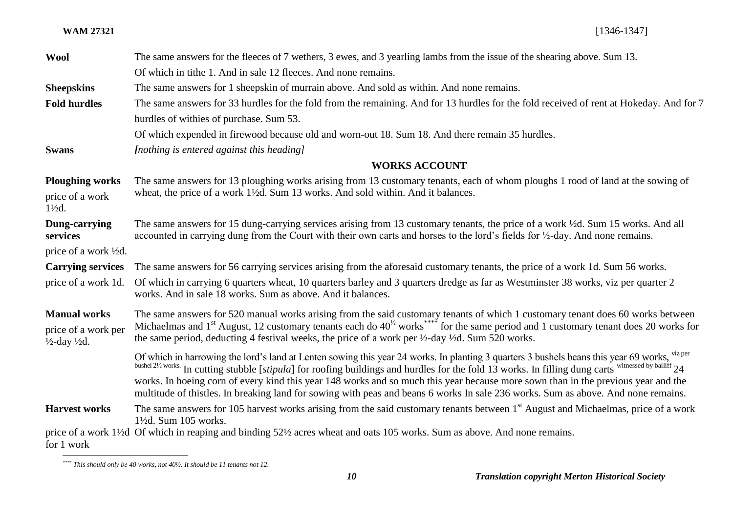| | |
|---|---|
| **Wool** | The same answers for the fleeces of 7 wethers, 3 ewes, and 3 yearling lambs from the issue of the shearing above. Sum 13. |
| | Of which in tithe 1. And in sale 12 fleeces. And none remains. |
| **Sheepskins** | The same answers for 1 sheepskin of murrain above. And sold as within. And none remains. |
| **Fold hurdles** | The same answers for 33 hurdles for the fold from the remaining. And for 13 hurdles for the fold received of rent at Hokeday. And for 7 hurdles of withies of purchase. Sum 53. |
| | Of which expended in firewood because old and worn-out 18. Sum 18. And there remain 35 hurdles. |
| **Swans** | *[nothing is entered against this heading]* |

## WORKS ACCOUNT

| | |
|---|---|
| **Ploughing works** price of a work 1½d. | The same answers for 13 ploughing works arising from 13 customary tenants, each of whom ploughs 1 rood of land at the sowing of wheat, the price of a work 1½d. Sum 13 works. And sold within. And it balances. |
| **Dung-carrying services** price of a work ½d. | The same answers for 15 dung-carrying services arising from 13 customary tenants, the price of a work ½d. Sum 15 works. And all accounted in carrying dung from the Court with their own carts and horses to the lord's fields for ½-day. And none remains. |
| **Carrying services** price of a work 1d. | The same answers for 56 carrying services arising from the aforesaid customary tenants, the price of a work 1d. Sum 56 works. Of which in carrying 6 quarters wheat, 10 quarters barley and 3 quarters dredge as far as Westminster 38 works, viz per quarter 2 works. And in sale 18 works. Sum as above. And it balances. |
| **Manual works** price of a work per ½-day ½d. | The same answers for 520 manual works arising from the said customary tenants of which 1 customary tenant does 60 works between Michaelmas and 1st August, 12 customary tenants each do 40½ works[****] for the same period and 1 customary tenant does 20 works for the same period, deducting 4 festival weeks, the price of a work per ½-day ½d. Sum 520 works. |
| | Of which in harrowing the lord's land at Lenten sowing this year 24 works. In planting 3 quarters 3 bushels beans this year 69 works, viz per bushel 2½ works. In cutting stubble [*stipula*] for roofing buildings and hurdles for the fold 13 works. In filling dung carts witnessed by bailiff 24 works. In hoeing corn of every kind this year 148 works and so much this year because more sown than in the previous year and the multitude of thistles. In breaking land for sowing with peas and beans 6 works In sale 236 works. Sum as above. And none remains. |
| **Harvest works** price of a work 1½d for 1 work | The same answers for 105 harvest works arising from the said customary tenants between 1st August and Michaelmas, price of a work 1½d. Sum 105 works. Of which in reaping and binding 52½ acres wheat and oats 105 works. Sum as above. And none remains. |

[****] *This should only be 40 works, not 40½. It should be 11 tenants not 12.*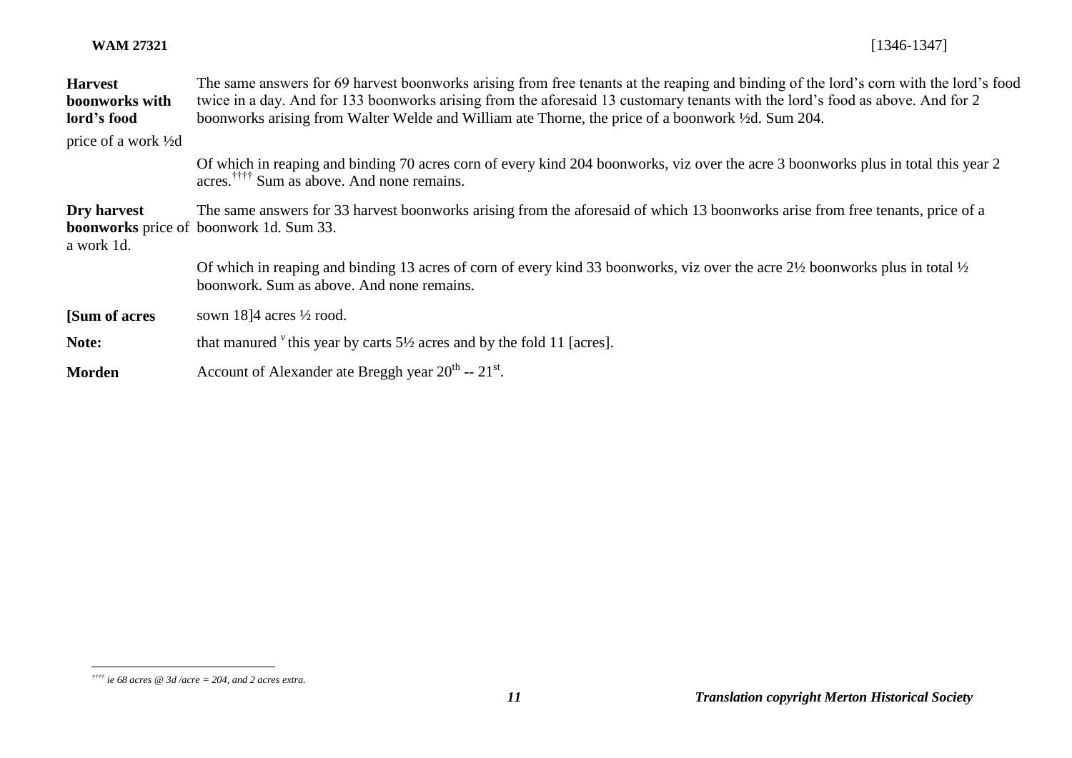| | |
|---|---|
| **Harvest boonworks with lord's food** price of a work ½d | The same answers for 69 harvest boonworks arising from free tenants at the reaping and binding of the lord's corn with the lord's food twice in a day. And for 133 boonworks arising from the aforesaid 13 customary tenants with the lord's food as above. And for 2 boonworks arising from Walter Welde and William ate Thorne, the price of a boonwork ½d. Sum 204. |
| | Of which in reaping and binding 70 acres corn of every kind 204 boonworks, viz over the acre 3 boonworks plus in total this year 2 acres.[††††] Sum as above. And none remains. |
| **Dry harvest boonworks** price of a work 1d. | The same answers for 33 harvest boonworks arising from the aforesaid of which 13 boonworks arise from free tenants, price of a boonwork 1d. Sum 33. |
| | Of which in reaping and binding 13 acres of corn of every kind 33 boonworks, viz over the acre 2½ boonworks plus in total ½ boonwork. Sum as above. And none remains. |
| **[Sum of acres** | sown 18]4 acres ½ rood. |
| **Note:** | that manured [v] this year by carts 5½ acres and by the fold 11 [acres]. |
| **Morden** | Account of Alexander ate Breggh year 20th -- 21st. |

[††††] *ie 68 acres @ 3d /acre = 204, and 2 acres extra.*